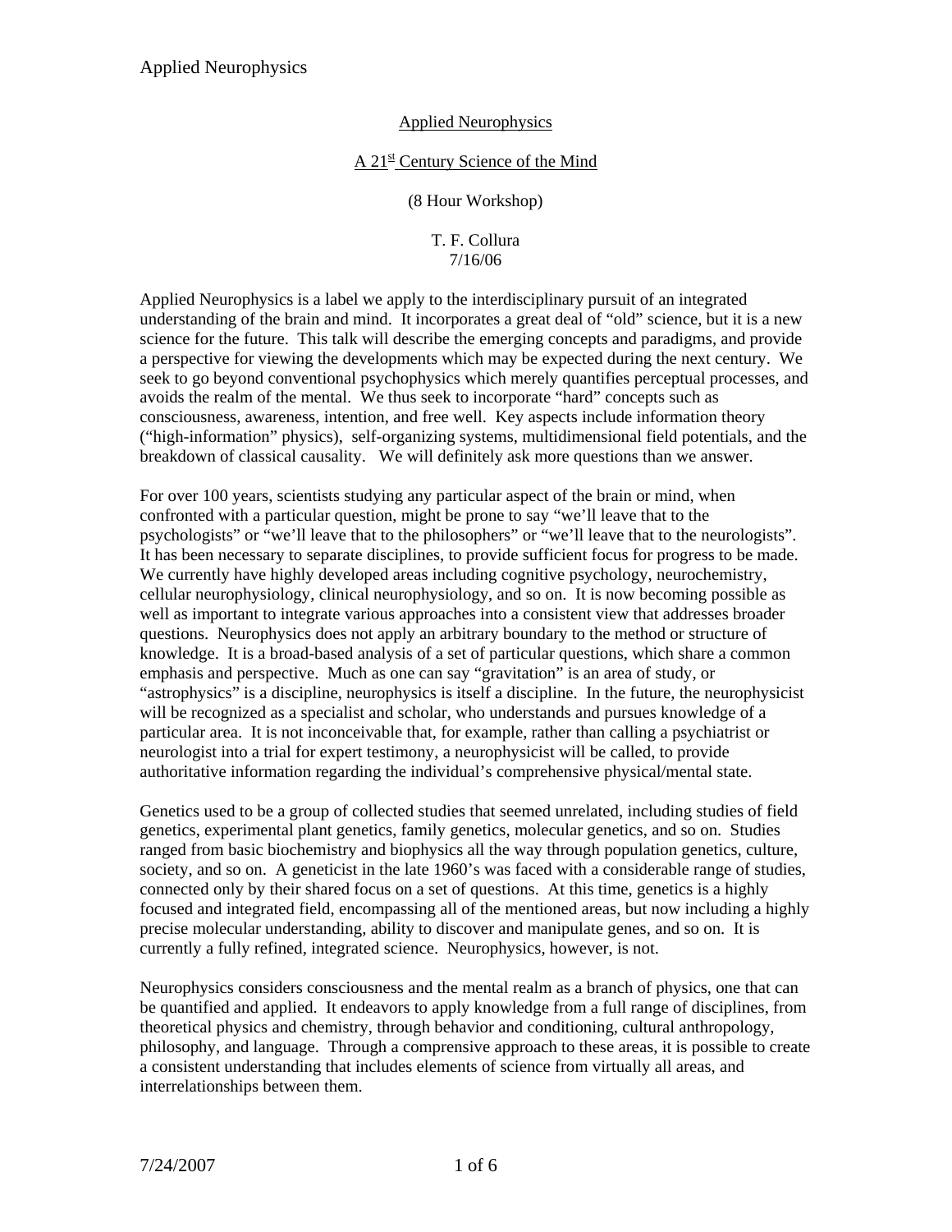# Applied Neurophysics

## A 21st Century Science of the Mind

(8 Hour Workshop)

T. F. Collura
7/16/06

Applied Neurophysics is a label we apply to the interdisciplinary pursuit of an integrated understanding of the brain and mind. It incorporates a great deal of "old" science, but it is a new science for the future. This talk will describe the emerging concepts and paradigms, and provide a perspective for viewing the developments which may be expected during the next century. We seek to go beyond conventional psychophysics which merely quantifies perceptual processes, and avoids the realm of the mental. We thus seek to incorporate "hard" concepts such as consciousness, awareness, intention, and free well. Key aspects include information theory ("high-information" physics), self-organizing systems, multidimensional field potentials, and the breakdown of classical causality. We will definitely ask more questions than we answer.

For over 100 years, scientists studying any particular aspect of the brain or mind, when confronted with a particular question, might be prone to say "we'll leave that to the psychologists" or "we'll leave that to the philosophers" or "we'll leave that to the neurologists". It has been necessary to separate disciplines, to provide sufficient focus for progress to be made. We currently have highly developed areas including cognitive psychology, neurochemistry, cellular neurophysiology, clinical neurophysiology, and so on. It is now becoming possible as well as important to integrate various approaches into a consistent view that addresses broader questions. Neurophysics does not apply an arbitrary boundary to the method or structure of knowledge. It is a broad-based analysis of a set of particular questions, which share a common emphasis and perspective. Much as one can say "gravitation" is an area of study, or "astrophysics" is a discipline, neurophysics is itself a discipline. In the future, the neurophysicist will be recognized as a specialist and scholar, who understands and pursues knowledge of a particular area. It is not inconceivable that, for example, rather than calling a psychiatrist or neurologist into a trial for expert testimony, a neurophysicist will be called, to provide authoritative information regarding the individual's comprehensive physical/mental state.

Genetics used to be a group of collected studies that seemed unrelated, including studies of field genetics, experimental plant genetics, family genetics, molecular genetics, and so on. Studies ranged from basic biochemistry and biophysics all the way through population genetics, culture, society, and so on. A geneticist in the late 1960's was faced with a considerable range of studies, connected only by their shared focus on a set of questions. At this time, genetics is a highly focused and integrated field, encompassing all of the mentioned areas, but now including a highly precise molecular understanding, ability to discover and manipulate genes, and so on. It is currently a fully refined, integrated science. Neurophysics, however, is not.

Neurophysics considers consciousness and the mental realm as a branch of physics, one that can be quantified and applied. It endeavors to apply knowledge from a full range of disciplines, from theoretical physics and chemistry, through behavior and conditioning, cultural anthropology, philosophy, and language. Through a comprensive approach to these areas, it is possible to create a consistent understanding that includes elements of science from virtually all areas, and interrelationships between them.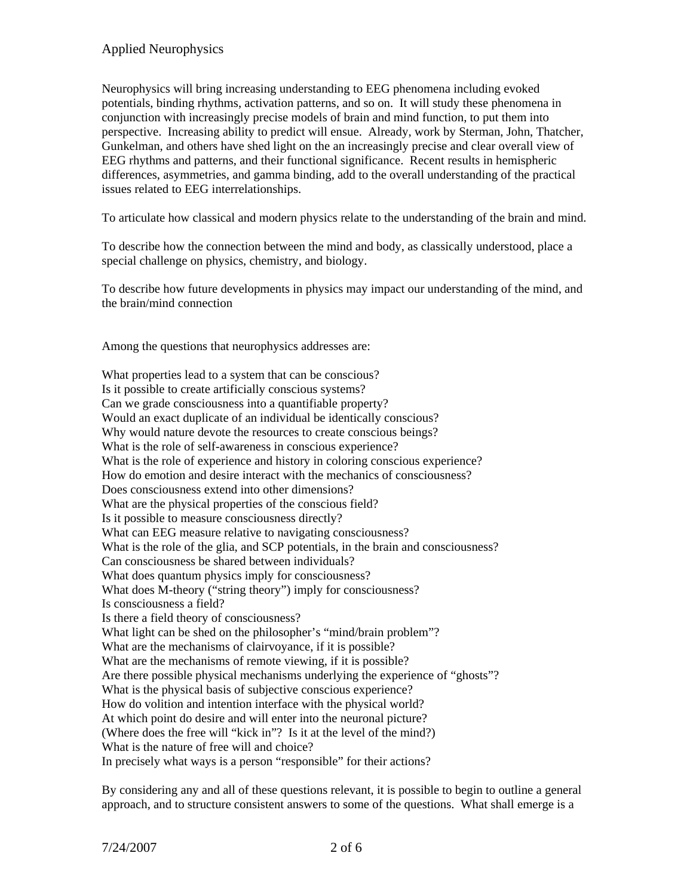Neurophysics will bring increasing understanding to EEG phenomena including evoked potentials, binding rhythms, activation patterns, and so on. It will study these phenomena in conjunction with increasingly precise models of brain and mind function, to put them into perspective. Increasing ability to predict will ensue. Already, work by Sterman, John, Thatcher, Gunkelman, and others have shed light on the an increasingly precise and clear overall view of EEG rhythms and patterns, and their functional significance. Recent results in hemispheric differences, asymmetries, and gamma binding, add to the overall understanding of the practical issues related to EEG interrelationships.

To articulate how classical and modern physics relate to the understanding of the brain and mind.

To describe how the connection between the mind and body, as classically understood, place a special challenge on physics, chemistry, and biology.

To describe how future developments in physics may impact our understanding of the mind, and the brain/mind connection

Among the questions that neurophysics addresses are:

What properties lead to a system that can be conscious?
Is it possible to create artificially conscious systems?
Can we grade consciousness into a quantifiable property?
Would an exact duplicate of an individual be identically conscious?
Why would nature devote the resources to create conscious beings?
What is the role of self-awareness in conscious experience?
What is the role of experience and history in coloring conscious experience?
How do emotion and desire interact with the mechanics of consciousness?
Does consciousness extend into other dimensions?
What are the physical properties of the conscious field?
Is it possible to measure consciousness directly?
What can EEG measure relative to navigating consciousness?
What is the role of the glia, and SCP potentials, in the brain and consciousness?
Can consciousness be shared between individuals?
What does quantum physics imply for consciousness?
What does M-theory ("string theory") imply for consciousness?
Is consciousness a field?
Is there a field theory of consciousness?
What light can be shed on the philosopher's "mind/brain problem"?
What are the mechanisms of clairvoyance, if it is possible?
What are the mechanisms of remote viewing, if it is possible?
Are there possible physical mechanisms underlying the experience of "ghosts"?
What is the physical basis of subjective conscious experience?
How do volition and intention interface with the physical world?
At which point do desire and will enter into the neuronal picture?
(Where does the free will "kick in"? Is it at the level of the mind?)
What is the nature of free will and choice?
In precisely what ways is a person "responsible" for their actions?

By considering any and all of these questions relevant, it is possible to begin to outline a general approach, and to structure consistent answers to some of the questions. What shall emerge is a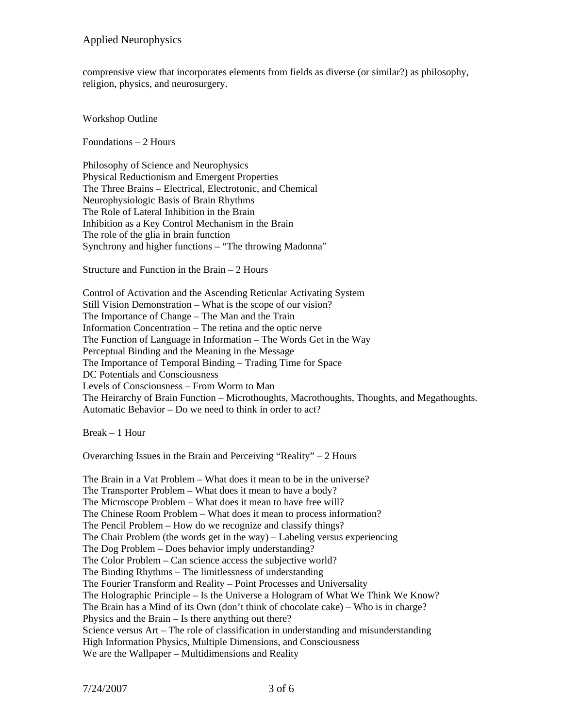comprensive view that incorporates elements from fields as diverse (or similar?) as philosophy, religion, physics, and neurosurgery.

## Workshop Outline

### Foundations – 2 Hours

Philosophy of Science and Neurophysics
Physical Reductionism and Emergent Properties
The Three Brains – Electrical, Electrotonic, and Chemical
Neurophysiologic Basis of Brain Rhythms
The Role of Lateral Inhibition in the Brain
Inhibition as a Key Control Mechanism in the Brain
The role of the glia in brain function
Synchrony and higher functions – "The throwing Madonna"

### Structure and Function in the Brain – 2 Hours

Control of Activation and the Ascending Reticular Activating System
Still Vision Demonstration – What is the scope of our vision?
The Importance of Change – The Man and the Train
Information Concentration – The retina and the optic nerve
The Function of Language in Information – The Words Get in the Way
Perceptual Binding and the Meaning in the Message
The Importance of Temporal Binding – Trading Time for Space
DC Potentials and Consciousness
Levels of Consciousness – From Worm to Man
The Heirarchy of Brain Function – Microthoughts, Macrothoughts, Thoughts, and Megathoughts.
Automatic Behavior – Do we need to think in order to act?

### Break – 1 Hour

### Overarching Issues in the Brain and Perceiving "Reality" – 2 Hours

The Brain in a Vat Problem – What does it mean to be in the universe?
The Transporter Problem – What does it mean to have a body?
The Microscope Problem – What does it mean to have free will?
The Chinese Room Problem – What does it mean to process information?
The Pencil Problem – How do we recognize and classify things?
The Chair Problem (the words get in the way) – Labeling versus experiencing
The Dog Problem – Does behavior imply understanding?
The Color Problem – Can science access the subjective world?
The Binding Rhythms – The limitlessness of understanding
The Fourier Transform and Reality – Point Processes and Universality
The Holographic Principle – Is the Universe a Hologram of What We Think We Know?
The Brain has a Mind of its Own (don't think of chocolate cake) – Who is in charge?
Physics and the Brain – Is there anything out there?
Science versus Art – The role of classification in understanding and misunderstanding
High Information Physics, Multiple Dimensions, and Consciousness
We are the Wallpaper – Multidimensions and Reality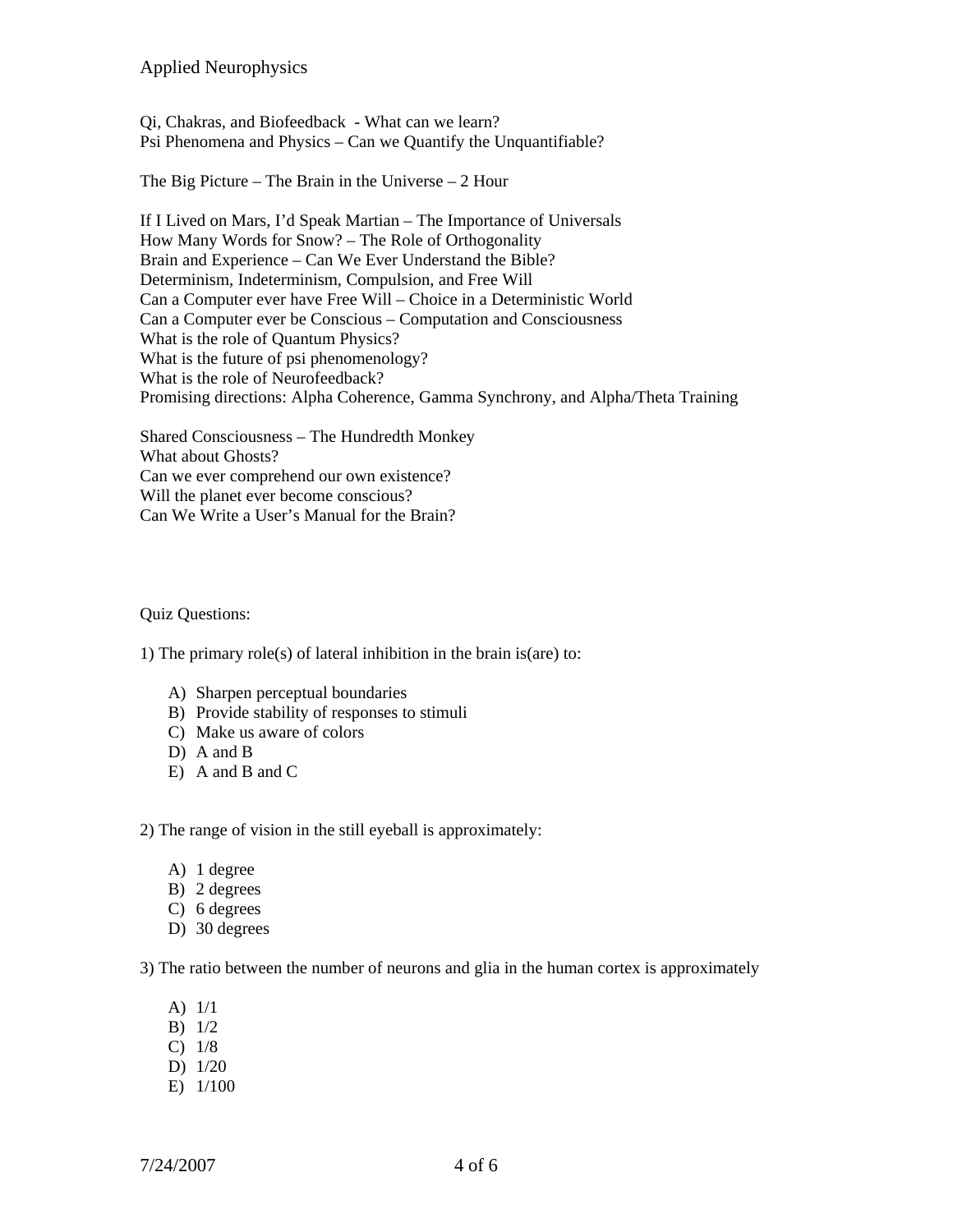Qi, Chakras, and Biofeedback - What can we learn?
Psi Phenomena and Physics – Can we Quantify the Unquantifiable?

The Big Picture – The Brain in the Universe – 2 Hour

If I Lived on Mars, I'd Speak Martian – The Importance of Universals
How Many Words for Snow? – The Role of Orthogonality
Brain and Experience – Can We Ever Understand the Bible?
Determinism, Indeterminism, Compulsion, and Free Will
Can a Computer ever have Free Will – Choice in a Deterministic World
Can a Computer ever be Conscious – Computation and Consciousness
What is the role of Quantum Physics?
What is the future of psi phenomenology?
What is the role of Neurofeedback?
Promising directions: Alpha Coherence, Gamma Synchrony, and Alpha/Theta Training

Shared Consciousness – The Hundredth Monkey
What about Ghosts?
Can we ever comprehend our own existence?
Will the planet ever become conscious?
Can We Write a User's Manual for the Brain?

Quiz Questions:

1) The primary role(s) of lateral inhibition in the brain is(are) to:

A) Sharpen perceptual boundaries
B) Provide stability of responses to stimuli
C) Make us aware of colors
D) A and B
E) A and B and C

2) The range of vision in the still eyeball is approximately:

A) 1 degree
B) 2 degrees
C) 6 degrees
D) 30 degrees

3) The ratio between the number of neurons and glia in the human cortex is approximately

A) 1/1
B) 1/2
C) 1/8
D) 1/20
E) 1/100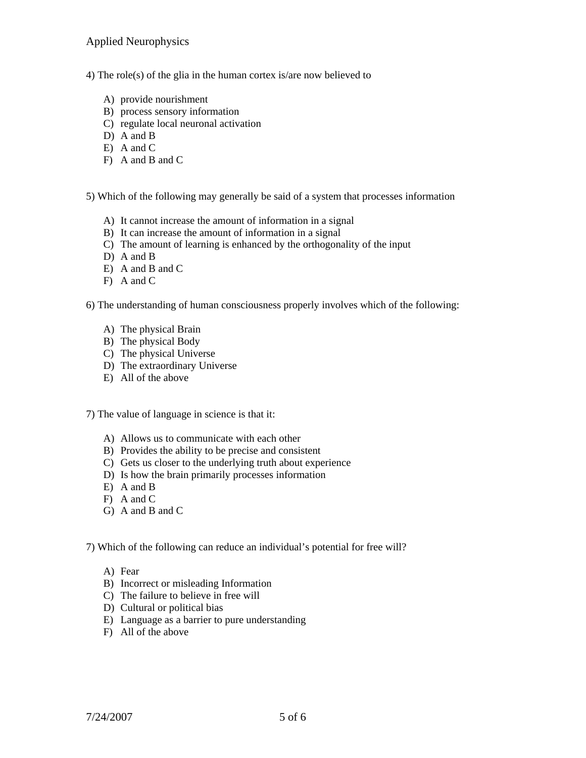4) The role(s) of the glia in the human cortex is/are now believed to

A) provide nourishment
B) process sensory information
C) regulate local neuronal activation
D) A and B
E) A and C
F) A and B and C

5) Which of the following may generally be said of a system that processes information

A) It cannot increase the amount of information in a signal
B) It can increase the amount of information in a signal
C) The amount of learning is enhanced by the orthogonality of the input
D) A and B
E) A and B and C
F) A and C

6) The understanding of human consciousness properly involves which of the following:

A) The physical Brain
B) The physical Body
C) The physical Universe
D) The extraordinary Universe
E) All of the above

7) The value of language in science is that it:

A) Allows us to communicate with each other
B) Provides the ability to be precise and consistent
C) Gets us closer to the underlying truth about experience
D) Is how the brain primarily processes information
E) A and B
F) A and C
G) A and B and C

7) Which of the following can reduce an individual's potential for free will?

A) Fear
B) Incorrect or misleading Information
C) The failure to believe in free will
D) Cultural or political bias
E) Language as a barrier to pure understanding
F) All of the above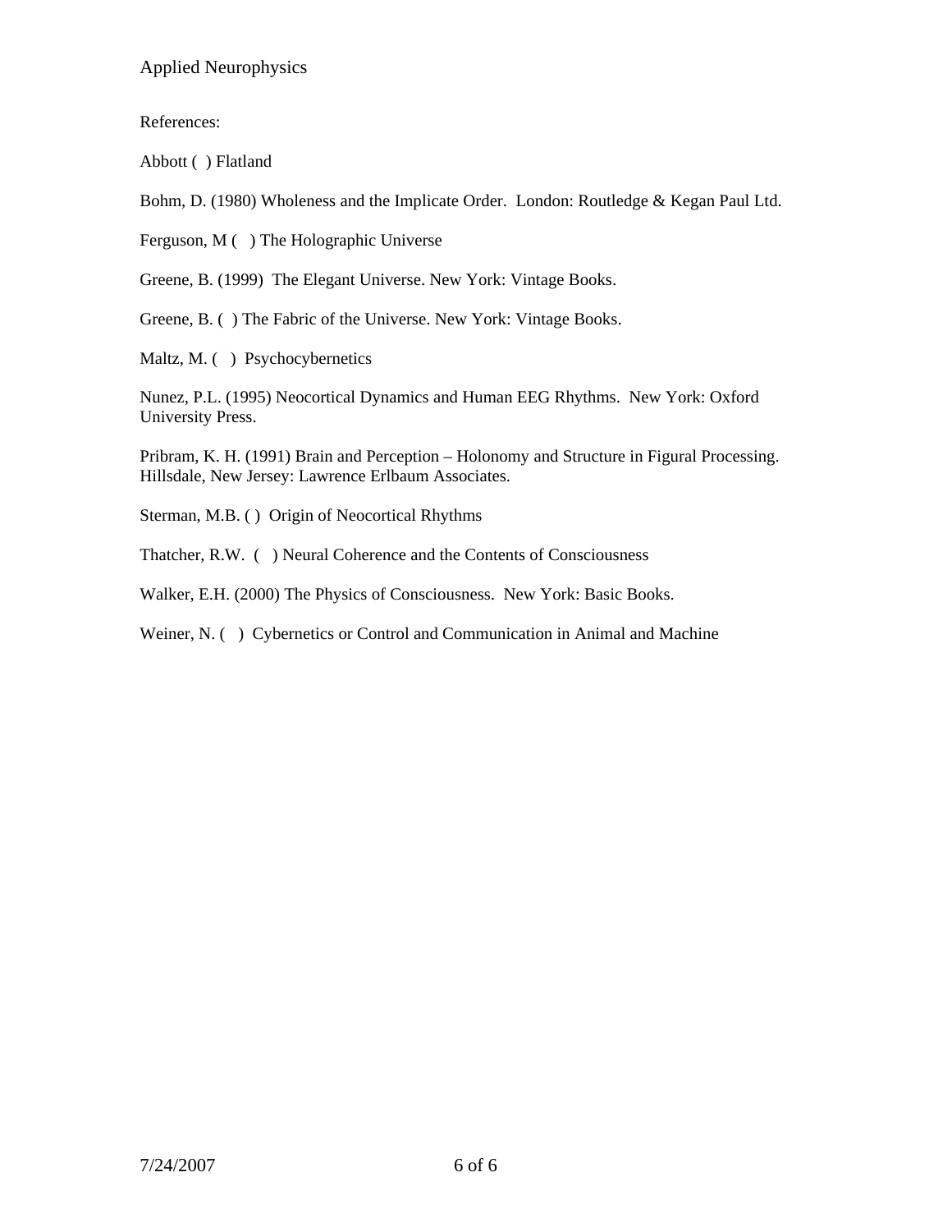References:

Abbott ( ) Flatland

Bohm, D. (1980) Wholeness and the Implicate Order. London: Routledge & Kegan Paul Ltd.

Ferguson, M ( ) The Holographic Universe

Greene, B. (1999) The Elegant Universe. New York: Vintage Books.

Greene, B. ( ) The Fabric of the Universe. New York: Vintage Books.

Maltz, M. ( ) Psychocybernetics

Nunez, P.L. (1995) Neocortical Dynamics and Human EEG Rhythms. New York: Oxford University Press.

Pribram, K. H. (1991) Brain and Perception – Holonomy and Structure in Figural Processing. Hillsdale, New Jersey: Lawrence Erlbaum Associates.

Sterman, M.B. ( ) Origin of Neocortical Rhythms

Thatcher, R.W. ( ) Neural Coherence and the Contents of Consciousness

Walker, E.H. (2000) The Physics of Consciousness. New York: Basic Books.

Weiner, N. ( ) Cybernetics or Control and Communication in Animal and Machine